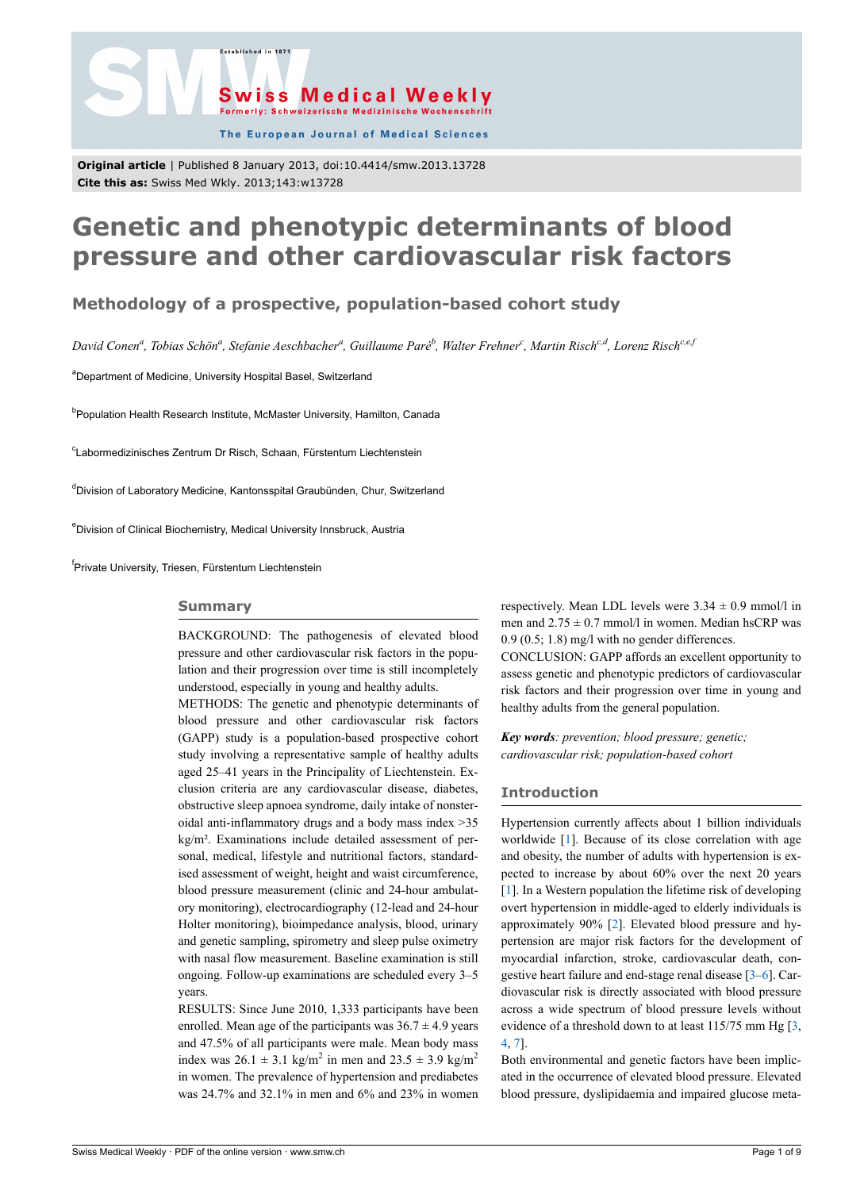**Original article** | Published 8 January 2013, doi:10.4414/smw.2013.13728
**Cite this as:** Swiss Med Wkly. 2013;143:w13728

# Genetic and phenotypic determinants of blood pressure and other cardiovascular risk factors

## Methodology of a prospective, population-based cohort study

*David Conen[a], Tobias Schön[a], Stefanie Aeschbacher[a], Guillaume Paré[b], Walter Frehner[c], Martin Risch[c,d], Lorenz Risch[c,e,f]*

[a]Department of Medicine, University Hospital Basel, Switzerland

[b]Population Health Research Institute, McMaster University, Hamilton, Canada

[c]Labormedizinisches Zentrum Dr Risch, Schaan, Fürstentum Liechtenstein

[d]Division of Laboratory Medicine, Kantonsspital Graubünden, Chur, Switzerland

[e]Division of Clinical Biochemistry, Medical University Innsbruck, Austria

[f]Private University, Triesen, Fürstentum Liechtenstein

## Summary

BACKGROUND: The pathogenesis of elevated blood pressure and other cardiovascular risk factors in the population and their progression over time is still incompletely understood, especially in young and healthy adults.

METHODS: The genetic and phenotypic determinants of blood pressure and other cardiovascular risk factors (GAPP) study is a population-based prospective cohort study involving a representative sample of healthy adults aged 25–41 years in the Principality of Liechtenstein. Exclusion criteria are any cardiovascular disease, diabetes, obstructive sleep apnoea syndrome, daily intake of nonsteroidal anti-inflammatory drugs and a body mass index >35 kg/m². Examinations include detailed assessment of personal, medical, lifestyle and nutritional factors, standardised assessment of weight, height and waist circumference, blood pressure measurement (clinic and 24-hour ambulatory monitoring), electrocardiography (12-lead and 24-hour Holter monitoring), bioimpedance analysis, blood, urinary and genetic sampling, spirometry and sleep pulse oximetry with nasal flow measurement. Baseline examination is still ongoing. Follow-up examinations are scheduled every 3–5 years.

RESULTS: Since June 2010, 1,333 participants have been enrolled. Mean age of the participants was 36.7 ± 4.9 years and 47.5% of all participants were male. Mean body mass index was 26.1 ± 3.1 kg/m$^2$ in men and 23.5 ± 3.9 kg/m$^2$ in women. The prevalence of hypertension and prediabetes was 24.7% and 32.1% in men and 6% and 23% in women respectively. Mean LDL levels were 3.34 ± 0.9 mmol/l in men and 2.75 ± 0.7 mmol/l in women. Median hsCRP was 0.9 (0.5; 1.8) mg/l with no gender differences.

CONCLUSION: GAPP affords an excellent opportunity to assess genetic and phenotypic predictors of cardiovascular risk factors and their progression over time in young and healthy adults from the general population.

***Key words****: prevention; blood pressure; genetic; cardiovascular risk; population-based cohort*

## Introduction

Hypertension currently affects about 1 billion individuals worldwide [1]. Because of its close correlation with age and obesity, the number of adults with hypertension is expected to increase by about 60% over the next 20 years [1]. In a Western population the lifetime risk of developing overt hypertension in middle-aged to elderly individuals is approximately 90% [2]. Elevated blood pressure and hypertension are major risk factors for the development of myocardial infarction, stroke, cardiovascular death, congestive heart failure and end-stage renal disease [3–6]. Cardiovascular risk is directly associated with blood pressure across a wide spectrum of blood pressure levels without evidence of a threshold down to at least 115/75 mm Hg [3, 4, 7].

Both environmental and genetic factors have been implicated in the occurrence of elevated blood pressure. Elevated blood pressure, dyslipidaemia and impaired glucose meta-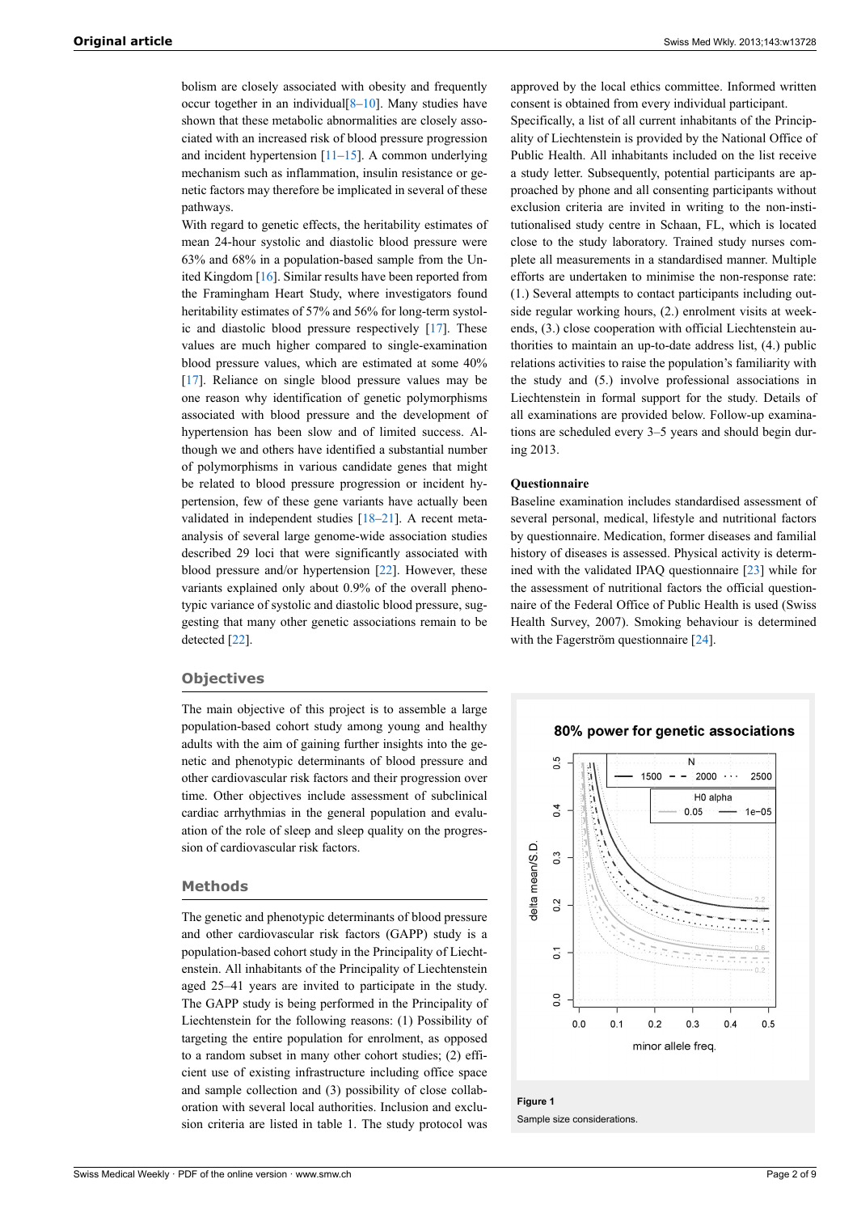bolism are closely associated with obesity and frequently occur together in an individual[8–10]. Many studies have shown that these metabolic abnormalities are closely associated with an increased risk of blood pressure progression and incident hypertension [11–15]. A common underlying mechanism such as inflammation, insulin resistance or genetic factors may therefore be implicated in several of these pathways.

With regard to genetic effects, the heritability estimates of mean 24-hour systolic and diastolic blood pressure were 63% and 68% in a population-based sample from the United Kingdom [16]. Similar results have been reported from the Framingham Heart Study, where investigators found heritability estimates of 57% and 56% for long-term systolic and diastolic blood pressure respectively [17]. These values are much higher compared to single-examination blood pressure values, which are estimated at some 40% [17]. Reliance on single blood pressure values may be one reason why identification of genetic polymorphisms associated with blood pressure and the development of hypertension has been slow and of limited success. Although we and others have identified a substantial number of polymorphisms in various candidate genes that might be related to blood pressure progression or incident hypertension, few of these gene variants have actually been validated in independent studies [18–21]. A recent meta-analysis of several large genome-wide association studies described 29 loci that were significantly associated with blood pressure and/or hypertension [22]. However, these variants explained only about 0.9% of the overall phenotypic variance of systolic and diastolic blood pressure, suggesting that many other genetic associations remain to be detected [22].

## Objectives

The main objective of this project is to assemble a large population-based cohort study among young and healthy adults with the aim of gaining further insights into the genetic and phenotypic determinants of blood pressure and other cardiovascular risk factors and their progression over time. Other objectives include assessment of subclinical cardiac arrhythmias in the general population and evaluation of the role of sleep and sleep quality on the progression of cardiovascular risk factors.

## Methods

The genetic and phenotypic determinants of blood pressure and other cardiovascular risk factors (GAPP) study is a population-based cohort study in the Principality of Liechtenstein. All inhabitants of the Principality of Liechtenstein aged 25–41 years are invited to participate in the study. The GAPP study is being performed in the Principality of Liechtenstein for the following reasons: (1) Possibility of targeting the entire population for enrolment, as opposed to a random subset in many other cohort studies; (2) efficient use of existing infrastructure including office space and sample collection and (3) possibility of close collaboration with several local authorities. Inclusion and exclusion criteria are listed in table 1. The study protocol was approved by the local ethics committee. Informed written consent is obtained from every individual participant.

Specifically, a list of all current inhabitants of the Principality of Liechtenstein is provided by the National Office of Public Health. All inhabitants included on the list receive a study letter. Subsequently, potential participants are approached by phone and all consenting participants without exclusion criteria are invited in writing to the non-institutionalised study centre in Schaan, FL, which is located close to the study laboratory. Trained study nurses complete all measurements in a standardised manner. Multiple efforts are undertaken to minimise the non-response rate: (1.) Several attempts to contact participants including outside regular working hours, (2.) enrolment visits at weekends, (3.) close cooperation with official Liechtenstein authorities to maintain an up-to-date address list, (4.) public relations activities to raise the population's familiarity with the study and (5.) involve professional associations in Liechtenstein in formal support for the study. Details of all examinations are provided below. Follow-up examinations are scheduled every 3–5 years and should begin during 2013.

### Questionnaire

Baseline examination includes standardised assessment of several personal, medical, lifestyle and nutritional factors by questionnaire. Medication, former diseases and familial history of diseases is assessed. Physical activity is determined with the validated IPAQ questionnaire [23] while for the assessment of nutritional factors the official questionnaire of the Federal Office of Public Health is used (Swiss Health Survey, 2007). Smoking behaviour is determined with the Fagerström questionnaire [24].

**Figure 1**

Sample size considerations.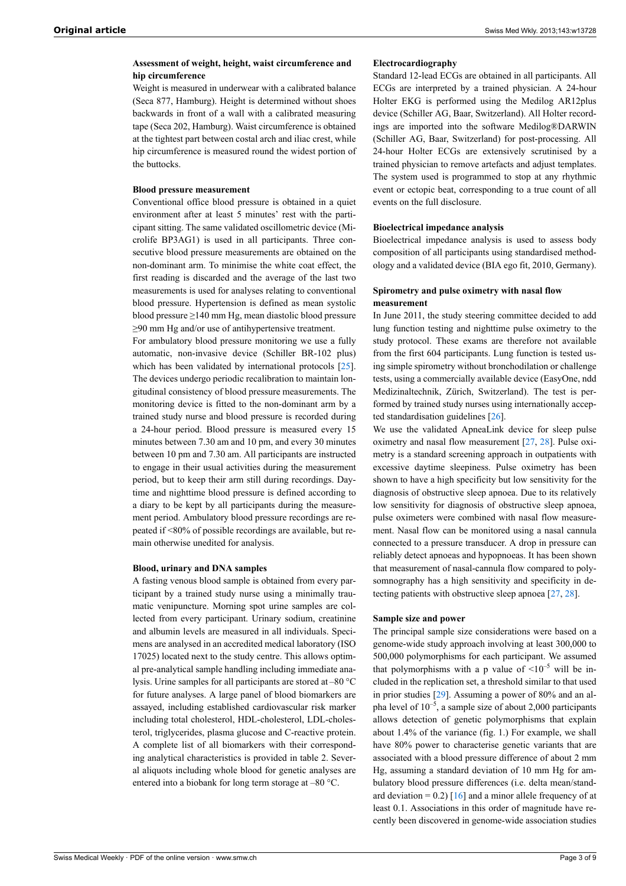#### Assessment of weight, height, waist circumference and hip circumference

Weight is measured in underwear with a calibrated balance (Seca 877, Hamburg). Height is determined without shoes backwards in front of a wall with a calibrated measuring tape (Seca 202, Hamburg). Waist circumference is obtained at the tightest part between costal arch and iliac crest, while hip circumference is measured round the widest portion of the buttocks.

#### Blood pressure measurement

Conventional office blood pressure is obtained in a quiet environment after at least 5 minutes' rest with the participant sitting. The same validated oscillometric device (Microlife BP3AG1) is used in all participants. Three consecutive blood pressure measurements are obtained on the non-dominant arm. To minimise the white coat effect, the first reading is discarded and the average of the last two measurements is used for analyses relating to conventional blood pressure. Hypertension is defined as mean systolic blood pressure ≥140 mm Hg, mean diastolic blood pressure ≥90 mm Hg and/or use of antihypertensive treatment.

For ambulatory blood pressure monitoring we use a fully automatic, non-invasive device (Schiller BR-102 plus) which has been validated by international protocols [25]. The devices undergo periodic recalibration to maintain longitudinal consistency of blood pressure measurements. The monitoring device is fitted to the non-dominant arm by a trained study nurse and blood pressure is recorded during a 24-hour period. Blood pressure is measured every 15 minutes between 7.30 am and 10 pm, and every 30 minutes between 10 pm and 7.30 am. All participants are instructed to engage in their usual activities during the measurement period, but to keep their arm still during recordings. Daytime and nighttime blood pressure is defined according to a diary to be kept by all participants during the measurement period. Ambulatory blood pressure recordings are repeated if <80% of possible recordings are available, but remain otherwise unedited for analysis.

#### Blood, urinary and DNA samples

A fasting venous blood sample is obtained from every participant by a trained study nurse using a minimally traumatic venipuncture. Morning spot urine samples are collected from every participant. Urinary sodium, creatinine and albumin levels are measured in all individuals. Specimens are analysed in an accredited medical laboratory (ISO 17025) located next to the study centre. This allows optimal pre-analytical sample handling including immediate analysis. Urine samples for all participants are stored at –80 °C for future analyses. A large panel of blood biomarkers are assayed, including established cardiovascular risk marker including total cholesterol, HDL-cholesterol, LDL-cholesterol, triglycerides, plasma glucose and C-reactive protein. A complete list of all biomarkers with their corresponding analytical characteristics is provided in table 2. Several aliquots including whole blood for genetic analyses are entered into a biobank for long term storage at –80 °C.

#### Electrocardiography

Standard 12-lead ECGs are obtained in all participants. All ECGs are interpreted by a trained physician. A 24-hour Holter EKG is performed using the Medilog AR12plus device (Schiller AG, Baar, Switzerland). All Holter recordings are imported into the software Medilog®DARWIN (Schiller AG, Baar, Switzerland) for post-processing. All 24-hour Holter ECGs are extensively scrutinised by a trained physician to remove artefacts and adjust templates. The system used is programmed to stop at any rhythmic event or ectopic beat, corresponding to a true count of all events on the full disclosure.

#### Bioelectrical impedance analysis

Bioelectrical impedance analysis is used to assess body composition of all participants using standardised methodology and a validated device (BIA ego fit, 2010, Germany).

#### Spirometry and pulse oximetry with nasal flow measurement

In June 2011, the study steering committee decided to add lung function testing and nighttime pulse oximetry to the study protocol. These exams are therefore not available from the first 604 participants. Lung function is tested using simple spirometry without bronchodilation or challenge tests, using a commercially available device (EasyOne, ndd Medizinaltechnik, Zürich, Switzerland). The test is performed by trained study nurses using internationally accepted standardisation guidelines [26].

We use the validated ApneaLink device for sleep pulse oximetry and nasal flow measurement [27, 28]. Pulse oximetry is a standard screening approach in outpatients with excessive daytime sleepiness. Pulse oximetry has been shown to have a high specificity but low sensitivity for the diagnosis of obstructive sleep apnoea. Due to its relatively low sensitivity for diagnosis of obstructive sleep apnoea, pulse oximeters were combined with nasal flow measurement. Nasal flow can be monitored using a nasal cannula connected to a pressure transducer. A drop in pressure can reliably detect apnoeas and hypopnoeas. It has been shown that measurement of nasal-cannula flow compared to polysomnography has a high sensitivity and specificity in detecting patients with obstructive sleep apnoea [27, 28].

#### Sample size and power

The principal sample size considerations were based on a genome-wide study approach involving at least 300,000 to 500,000 polymorphisms for each participant. We assumed that polymorphisms with a p value of $<10^{-5}$ will be included in the replication set, a threshold similar to that used in prior studies [29]. Assuming a power of 80% and an alpha level of $10^{-5}$, a sample size of about 2,000 participants allows detection of genetic polymorphisms that explain about 1.4% of the variance (fig. 1.) For example, we shall have 80% power to characterise genetic variants that are associated with a blood pressure difference of about 2 mm Hg, assuming a standard deviation of 10 mm Hg for ambulatory blood pressure differences (i.e. delta mean/standard deviation = 0.2) [16] and a minor allele frequency of at least 0.1. Associations in this order of magnitude have recently been discovered in genome-wide association studies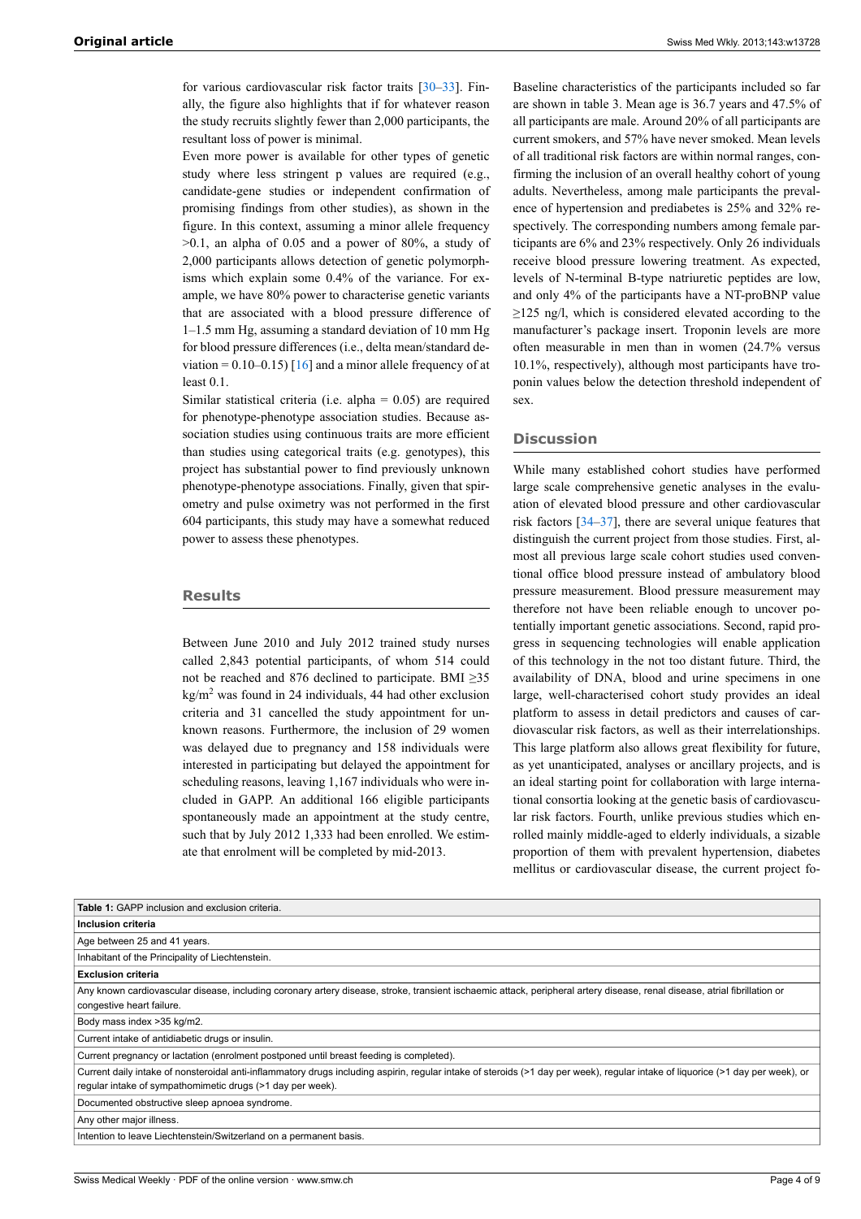for various cardiovascular risk factor traits [30–33]. Finally, the figure also highlights that if for whatever reason the study recruits slightly fewer than 2,000 participants, the resultant loss of power is minimal.

Even more power is available for other types of genetic study where less stringent p values are required (e.g., candidate-gene studies or independent confirmation of promising findings from other studies), as shown in the figure. In this context, assuming a minor allele frequency >0.1, an alpha of 0.05 and a power of 80%, a study of 2,000 participants allows detection of genetic polymorphisms which explain some 0.4% of the variance. For example, we have 80% power to characterise genetic variants that are associated with a blood pressure difference of 1–1.5 mm Hg, assuming a standard deviation of 10 mm Hg for blood pressure differences (i.e., delta mean/standard deviation = 0.10–0.15) [16] and a minor allele frequency of at least 0.1.

Similar statistical criteria (i.e. alpha = 0.05) are required for phenotype-phenotype association studies. Because association studies using continuous traits are more efficient than studies using categorical traits (e.g. genotypes), this project has substantial power to find previously unknown phenotype-phenotype associations. Finally, given that spirometry and pulse oximetry was not performed in the first 604 participants, this study may have a somewhat reduced power to assess these phenotypes.

## Results

Between June 2010 and July 2012 trained study nurses called 2,843 potential participants, of whom 514 could not be reached and 876 declined to participate. BMI ≥35 kg/m$^2$ was found in 24 individuals, 44 had other exclusion criteria and 31 cancelled the study appointment for unknown reasons. Furthermore, the inclusion of 29 women was delayed due to pregnancy and 158 individuals were interested in participating but delayed the appointment for scheduling reasons, leaving 1,167 individuals who were included in GAPP. An additional 166 eligible participants spontaneously made an appointment at the study centre, such that by July 2012 1,333 had been enrolled. We estimate that enrolment will be completed by mid-2013.

Baseline characteristics of the participants included so far are shown in table 3. Mean age is 36.7 years and 47.5% of all participants are male. Around 20% of all participants are current smokers, and 57% have never smoked. Mean levels of all traditional risk factors are within normal ranges, confirming the inclusion of an overall healthy cohort of young adults. Nevertheless, among male participants the prevalence of hypertension and prediabetes is 25% and 32% respectively. The corresponding numbers among female participants are 6% and 23% respectively. Only 26 individuals receive blood pressure lowering treatment. As expected, levels of N-terminal B-type natriuretic peptides are low, and only 4% of the participants have a NT-proBNP value ≥125 ng/l, which is considered elevated according to the manufacturer's package insert. Troponin levels are more often measurable in men than in women (24.7% versus 10.1%, respectively), although most participants have troponin values below the detection threshold independent of sex.

## Discussion

While many established cohort studies have performed large scale comprehensive genetic analyses in the evaluation of elevated blood pressure and other cardiovascular risk factors [34–37], there are several unique features that distinguish the current project from those studies. First, almost all previous large scale cohort studies used conventional office blood pressure instead of ambulatory blood pressure measurement. Blood pressure measurement may therefore not have been reliable enough to uncover potentially important genetic associations. Second, rapid progress in sequencing technologies will enable application of this technology in the not too distant future. Third, the availability of DNA, blood and urine specimens in one large, well-characterised cohort study provides an ideal platform to assess in detail predictors and causes of cardiovascular risk factors, as well as their interrelationships. This large platform also allows great flexibility for future, as yet unanticipated, analyses or ancillary projects, and is an ideal starting point for collaboration with large international consortia looking at the genetic basis of cardiovascular risk factors. Fourth, unlike previous studies which enrolled mainly middle-aged to elderly individuals, a sizable proportion of them with prevalent hypertension, diabetes mellitus or cardiovascular disease, the current project fo-

| **Table 1:** GAPP inclusion and exclusion criteria. |
|---|
| **Inclusion criteria** |
| Age between 25 and 41 years. |
| Inhabitant of the Principality of Liechtenstein. |
| **Exclusion criteria** |
| Any known cardiovascular disease, including coronary artery disease, stroke, transient ischaemic attack, peripheral artery disease, renal disease, atrial fibrillation or congestive heart failure. |
| Body mass index >35 kg/m2. |
| Current intake of antidiabetic drugs or insulin. |
| Current pregnancy or lactation (enrolment postponed until breast feeding is completed). |
| Current daily intake of nonsteroidal anti-inflammatory drugs including aspirin, regular intake of steroids (>1 day per week), regular intake of liquorice (>1 day per week), or regular intake of sympathomimetic drugs (>1 day per week). |
| Documented obstructive sleep apnoea syndrome. |
| Any other major illness. |
| Intention to leave Liechtenstein/Switzerland on a permanent basis. |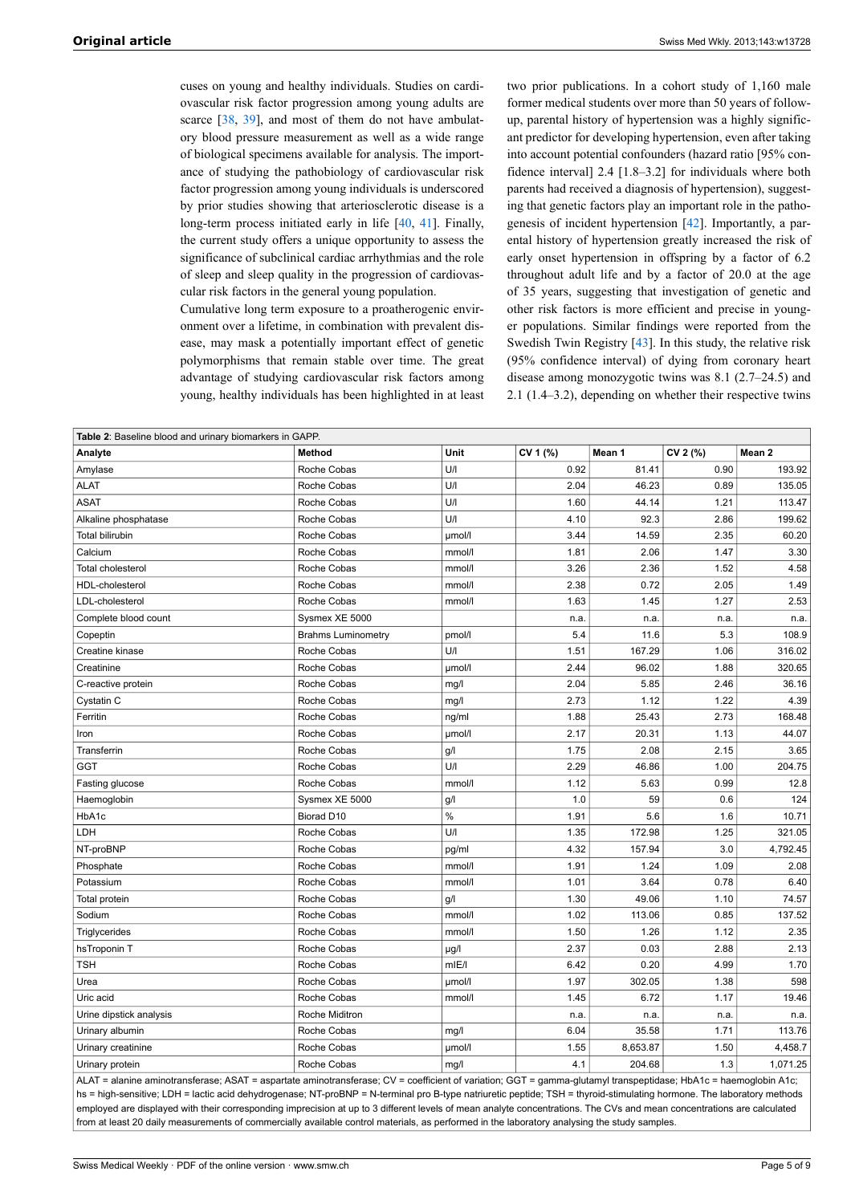cuses on young and healthy individuals. Studies on cardiovascular risk factor progression among young adults are scarce [38, 39], and most of them do not have ambulatory blood pressure measurement as well as a wide range of biological specimens available for analysis. The importance of studying the pathobiology of cardiovascular risk factor progression among young individuals is underscored by prior studies showing that arteriosclerotic disease is a long-term process initiated early in life [40, 41]. Finally, the current study offers a unique opportunity to assess the significance of subclinical cardiac arrhythmias and the role of sleep and sleep quality in the progression of cardiovascular risk factors in the general young population.

Cumulative long term exposure to a proatherogenic environment over a lifetime, in combination with prevalent disease, may mask a potentially important effect of genetic polymorphisms that remain stable over time. The great advantage of studying cardiovascular risk factors among young, healthy individuals has been highlighted in at least two prior publications. In a cohort study of 1,160 male former medical students over more than 50 years of follow-up, parental history of hypertension was a highly significant predictor for developing hypertension, even after taking into account potential confounders (hazard ratio [95% confidence interval] 2.4 [1.8–3.2] for individuals where both parents had received a diagnosis of hypertension), suggesting that genetic factors play an important role in the pathogenesis of incident hypertension [42]. Importantly, a parental history of hypertension greatly increased the risk of early onset hypertension in offspring by a factor of 6.2 throughout adult life and by a factor of 20.0 at the age of 35 years, suggesting that investigation of genetic and other risk factors is more efficient and precise in younger populations. Similar findings were reported from the Swedish Twin Registry [43]. In this study, the relative risk (95% confidence interval) of dying from coronary heart disease among monozygotic twins was 8.1 (2.7–24.5) and 2.1 (1.4–3.2), depending on whether their respective twins

**Table 2**: Baseline blood and urinary biomarkers in GAPP.

| Analyte | Method | Unit | CV 1 (%) | Mean 1 | CV 2 (%) | Mean 2 |
|---|---|---|---|---|---|---|
| Amylase | Roche Cobas | U/l | 0.92 | 81.41 | 0.90 | 193.92 |
| ALAT | Roche Cobas | U/l | 2.04 | 46.23 | 0.89 | 135.05 |
| ASAT | Roche Cobas | U/l | 1.60 | 44.14 | 1.21 | 113.47 |
| Alkaline phosphatase | Roche Cobas | U/l | 4.10 | 92.3 | 2.86 | 199.62 |
| Total bilirubin | Roche Cobas | µmol/l | 3.44 | 14.59 | 2.35 | 60.20 |
| Calcium | Roche Cobas | mmol/l | 1.81 | 2.06 | 1.47 | 3.30 |
| Total cholesterol | Roche Cobas | mmol/l | 3.26 | 2.36 | 1.52 | 4.58 |
| HDL-cholesterol | Roche Cobas | mmol/l | 2.38 | 0.72 | 2.05 | 1.49 |
| LDL-cholesterol | Roche Cobas | mmol/l | 1.63 | 1.45 | 1.27 | 2.53 |
| Complete blood count | Sysmex XE 5000 | | n.a. | n.a. | n.a. | n.a. |
| Copeptin | Brahms Luminometry | pmol/l | 5.4 | 11.6 | 5.3 | 108.9 |
| Creatine kinase | Roche Cobas | U/l | 1.51 | 167.29 | 1.06 | 316.02 |
| Creatinine | Roche Cobas | µmol/l | 2.44 | 96.02 | 1.88 | 320.65 |
| C-reactive protein | Roche Cobas | mg/l | 2.04 | 5.85 | 2.46 | 36.16 |
| Cystatin C | Roche Cobas | mg/l | 2.73 | 1.12 | 1.22 | 4.39 |
| Ferritin | Roche Cobas | ng/ml | 1.88 | 25.43 | 2.73 | 168.48 |
| Iron | Roche Cobas | µmol/l | 2.17 | 20.31 | 1.13 | 44.07 |
| Transferrin | Roche Cobas | g/l | 1.75 | 2.08 | 2.15 | 3.65 |
| GGT | Roche Cobas | U/l | 2.29 | 46.86 | 1.00 | 204.75 |
| Fasting glucose | Roche Cobas | mmol/l | 1.12 | 5.63 | 0.99 | 12.8 |
| Haemoglobin | Sysmex XE 5000 | g/l | 1.0 | 59 | 0.6 | 124 |
| HbA1c | Biorad D10 | % | 1.91 | 5.6 | 1.6 | 10.71 |
| LDH | Roche Cobas | U/l | 1.35 | 172.98 | 1.25 | 321.05 |
| NT-proBNP | Roche Cobas | pg/ml | 4.32 | 157.94 | 3.0 | 4,792.45 |
| Phosphate | Roche Cobas | mmol/l | 1.91 | 1.24 | 1.09 | 2.08 |
| Potassium | Roche Cobas | mmol/l | 1.01 | 3.64 | 0.78 | 6.40 |
| Total protein | Roche Cobas | g/l | 1.30 | 49.06 | 1.10 | 74.57 |
| Sodium | Roche Cobas | mmol/l | 1.02 | 113.06 | 0.85 | 137.52 |
| Triglycerides | Roche Cobas | mmol/l | 1.50 | 1.26 | 1.12 | 2.35 |
| hsTroponin T | Roche Cobas | µg/l | 2.37 | 0.03 | 2.88 | 2.13 |
| TSH | Roche Cobas | mIE/l | 6.42 | 0.20 | 4.99 | 1.70 |
| Urea | Roche Cobas | µmol/l | 1.97 | 302.05 | 1.38 | 598 |
| Uric acid | Roche Cobas | mmol/l | 1.45 | 6.72 | 1.17 | 19.46 |
| Urine dipstick analysis | Roche Miditron | | n.a. | n.a. | n.a. | n.a. |
| Urinary albumin | Roche Cobas | mg/l | 6.04 | 35.58 | 1.71 | 113.76 |
| Urinary creatinine | Roche Cobas | µmol/l | 1.55 | 8,653.87 | 1.50 | 4,458.7 |
| Urinary protein | Roche Cobas | mg/l | 4.1 | 204.68 | 1.3 | 1,071.25 |

ALAT = alanine aminotransferase; ASAT = aspartate aminotransferase; CV = coefficient of variation; GGT = gamma-glutamyl transpeptidase; HbA1c = haemoglobin A1c; hs = high-sensitive; LDH = lactic acid dehydrogenase; NT-proBNP = N-terminal pro B-type natriuretic peptide; TSH = thyroid-stimulating hormone. The laboratory methods employed are displayed with their corresponding imprecision at up to 3 different levels of mean analyte concentrations. The CVs and mean concentrations are calculated from at least 20 daily measurements of commercially available control materials, as performed in the laboratory analysing the study samples.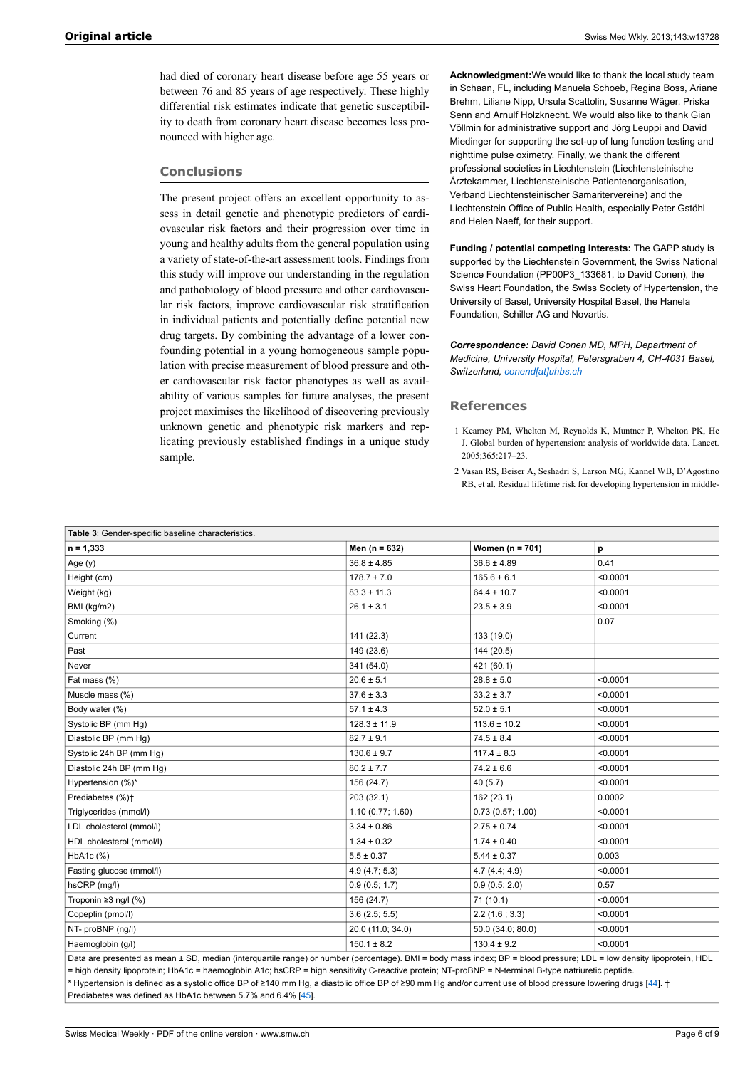had died of coronary heart disease before age 55 years or between 76 and 85 years of age respectively. These highly differential risk estimates indicate that genetic susceptibility to death from coronary heart disease becomes less pronounced with higher age.

## Conclusions

The present project offers an excellent opportunity to assess in detail genetic and phenotypic predictors of cardiovascular risk factors and their progression over time in young and healthy adults from the general population using a variety of state-of-the-art assessment tools. Findings from this study will improve our understanding in the regulation and pathobiology of blood pressure and other cardiovascular risk factors, improve cardiovascular risk stratification in individual patients and potentially define potential new drug targets. By combining the advantage of a lower confounding potential in a young homogeneous sample population with precise measurement of blood pressure and other cardiovascular risk factor phenotypes as well as availability of various samples for future analyses, the present project maximises the likelihood of discovering previously unknown genetic and phenotypic risk markers and replicating previously established findings in a unique study sample.

**Acknowledgment:** We would like to thank the local study team in Schaan, FL, including Manuela Schoeb, Regina Boss, Ariane Brehm, Liliane Nipp, Ursula Scattolin, Susanne Wäger, Priska Senn and Arnulf Holzknecht. We would also like to thank Gian Völlmin for administrative support and Jörg Leuppi and David Miedinger for supporting the set-up of lung function testing and nighttime pulse oximetry. Finally, we thank the different professional societies in Liechtenstein (Liechtensteinische Ärztekammer, Liechtensteinische Patientenorganisation, Verband Liechtensteinischer Samaritervereine) and the Liechtenstein Office of Public Health, especially Peter Gstöhl and Helen Naeff, for their support.

**Funding / potential competing interests:** The GAPP study is supported by the Liechtenstein Government, the Swiss National Science Foundation (PP00P3_133681, to David Conen), the Swiss Heart Foundation, the Swiss Society of Hypertension, the University of Basel, University Hospital Basel, the Hanela Foundation, Schiller AG and Novartis.

***Correspondence:*** *David Conen MD, MPH, Department of Medicine, University Hospital, Petersgraben 4, CH-4031 Basel, Switzerland, conend[at]uhbs.ch*

## References

1 Kearney PM, Whelton M, Reynolds K, Muntner P, Whelton PK, He J. Global burden of hypertension: analysis of worldwide data. Lancet. 2005;365:217–23.

2 Vasan RS, Beiser A, Seshadri S, Larson MG, Kannel WB, D'Agostino RB, et al. Residual lifetime risk for developing hypertension in middle-

**Table 3**: Gender-specific baseline characteristics.

| n = 1,333 | Men (n = 632) | Women (n = 701) | p |
|---|---|---|---|
| Age (y) | 36.8 ± 4.85 | 36.6 ± 4.89 | 0.41 |
| Height (cm) | 178.7 ± 7.0 | 165.6 ± 6.1 | <0.0001 |
| Weight (kg) | 83.3 ± 11.3 | 64.4 ± 10.7 | <0.0001 |
| BMI (kg/m2) | 26.1 ± 3.1 | 23.5 ± 3.9 | <0.0001 |
| Smoking (%) | | | 0.07 |
| Current | 141 (22.3) | 133 (19.0) | |
| Past | 149 (23.6) | 144 (20.5) | |
| Never | 341 (54.0) | 421 (60.1) | |
| Fat mass (%) | 20.6 ± 5.1 | 28.8 ± 5.0 | <0.0001 |
| Muscle mass (%) | 37.6 ± 3.3 | 33.2 ± 3.7 | <0.0001 |
| Body water (%) | 57.1 ± 4.3 | 52.0 ± 5.1 | <0.0001 |
| Systolic BP (mm Hg) | 128.3 ± 11.9 | 113.6 ± 10.2 | <0.0001 |
| Diastolic BP (mm Hg) | 82.7 ± 9.1 | 74.5 ± 8.4 | <0.0001 |
| Systolic 24h BP (mm Hg) | 130.6 ± 9.7 | 117.4 ± 8.3 | <0.0001 |
| Diastolic 24h BP (mm Hg) | 80.2 ± 7.7 | 74.2 ± 6.6 | <0.0001 |
| Hypertension (%)* | 156 (24.7) | 40 (5.7) | <0.0001 |
| Prediabetes (%)† | 203 (32.1) | 162 (23.1) | 0.0002 |
| Triglycerides (mmol/l) | 1.10 (0.77; 1.60) | 0.73 (0.57; 1.00) | <0.0001 |
| LDL cholesterol (mmol/l) | 3.34 ± 0.86 | 2.75 ± 0.74 | <0.0001 |
| HDL cholesterol (mmol/l) | 1.34 ± 0.32 | 1.74 ± 0.40 | <0.0001 |
| HbA1c (%) | 5.5 ± 0.37 | 5.44 ± 0.37 | 0.003 |
| Fasting glucose (mmol/l) | 4.9 (4.7; 5.3) | 4.7 (4.4; 4.9) | <0.0001 |
| hsCRP (mg/l) | 0.9 (0.5; 1.7) | 0.9 (0.5; 2.0) | 0.57 |
| Troponin ≥3 ng/l (%) | 156 (24.7) | 71 (10.1) | <0.0001 |
| Copeptin (pmol/l) | 3.6 (2.5; 5.5) | 2.2 (1.6 ; 3.3) | <0.0001 |
| NT- proBNP (ng/l) | 20.0 (11.0; 34.0) | 50.0 (34.0; 80.0) | <0.0001 |
| Haemoglobin (g/l) | 150.1 ± 8.2 | 130.4 ± 9.2 | <0.0001 |

Data are presented as mean ± SD, median (interquartile range) or number (percentage). BMI = body mass index; BP = blood pressure; LDL = low density lipoprotein, HDL = high density lipoprotein; HbA1c = haemoglobin A1c; hsCRP = high sensitivity C-reactive protein; NT-proBNP = N-terminal B-type natriuretic peptide.
* Hypertension is defined as a systolic office BP of ≥140 mm Hg, a diastolic office BP of ≥90 mm Hg and/or current use of blood pressure lowering drugs [44]. † Prediabetes was defined as HbA1c between 5.7% and 6.4% [45].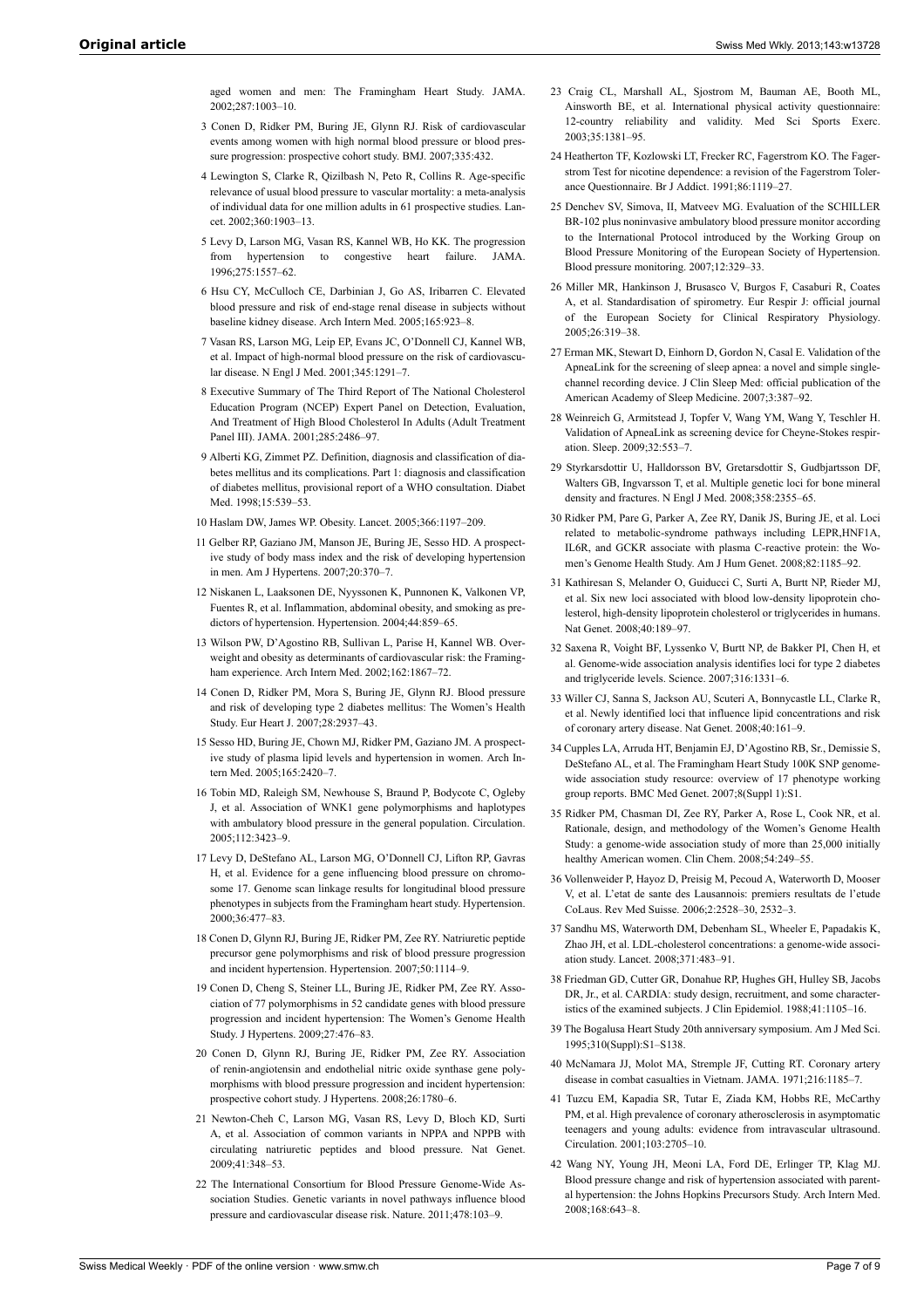aged women and men: The Framingham Heart Study. JAMA. 2002;287:1003–10.

3 Conen D, Ridker PM, Buring JE, Glynn RJ. Risk of cardiovascular events among women with high normal blood pressure or blood pressure progression: prospective cohort study. BMJ. 2007;335:432.

4 Lewington S, Clarke R, Qizilbash N, Peto R, Collins R. Age-specific relevance of usual blood pressure to vascular mortality: a meta-analysis of individual data for one million adults in 61 prospective studies. Lancet. 2002;360:1903–13.

5 Levy D, Larson MG, Vasan RS, Kannel WB, Ho KK. The progression from hypertension to congestive heart failure. JAMA. 1996;275:1557–62.

6 Hsu CY, McCulloch CE, Darbinian J, Go AS, Iribarren C. Elevated blood pressure and risk of end-stage renal disease in subjects without baseline kidney disease. Arch Intern Med. 2005;165:923–8.

7 Vasan RS, Larson MG, Leip EP, Evans JC, O'Donnell CJ, Kannel WB, et al. Impact of high-normal blood pressure on the risk of cardiovascular disease. N Engl J Med. 2001;345:1291–7.

8 Executive Summary of The Third Report of The National Cholesterol Education Program (NCEP) Expert Panel on Detection, Evaluation, And Treatment of High Blood Cholesterol In Adults (Adult Treatment Panel III). JAMA. 2001;285:2486–97.

9 Alberti KG, Zimmet PZ. Definition, diagnosis and classification of diabetes mellitus and its complications. Part 1: diagnosis and classification of diabetes mellitus, provisional report of a WHO consultation. Diabet Med. 1998;15:539–53.

10 Haslam DW, James WP. Obesity. Lancet. 2005;366:1197–209.

11 Gelber RP, Gaziano JM, Manson JE, Buring JE, Sesso HD. A prospective study of body mass index and the risk of developing hypertension in men. Am J Hypertens. 2007;20:370–7.

12 Niskanen L, Laaksonen DE, Nyyssonen K, Punnonen K, Valkonen VP, Fuentes R, et al. Inflammation, abdominal obesity, and smoking as predictors of hypertension. Hypertension. 2004;44:859–65.

13 Wilson PW, D'Agostino RB, Sullivan L, Parise H, Kannel WB. Overweight and obesity as determinants of cardiovascular risk: the Framingham experience. Arch Intern Med. 2002;162:1867–72.

14 Conen D, Ridker PM, Mora S, Buring JE, Glynn RJ. Blood pressure and risk of developing type 2 diabetes mellitus: The Women's Health Study. Eur Heart J. 2007;28:2937–43.

15 Sesso HD, Buring JE, Chown MJ, Ridker PM, Gaziano JM. A prospective study of plasma lipid levels and hypertension in women. Arch Intern Med. 2005;165:2420–7.

16 Tobin MD, Raleigh SM, Newhouse S, Braund P, Bodycote C, Ogleby J, et al. Association of WNK1 gene polymorphisms and haplotypes with ambulatory blood pressure in the general population. Circulation. 2005;112:3423–9.

17 Levy D, DeStefano AL, Larson MG, O'Donnell CJ, Lifton RP, Gavras H, et al. Evidence for a gene influencing blood pressure on chromosome 17. Genome scan linkage results for longitudinal blood pressure phenotypes in subjects from the Framingham heart study. Hypertension. 2000;36:477–83.

18 Conen D, Glynn RJ, Buring JE, Ridker PM, Zee RY. Natriuretic peptide precursor gene polymorphisms and risk of blood pressure progression and incident hypertension. Hypertension. 2007;50:1114–9.

19 Conen D, Cheng S, Steiner LL, Buring JE, Ridker PM, Zee RY. Association of 77 polymorphisms in 52 candidate genes with blood pressure progression and incident hypertension: The Women's Genome Health Study. J Hypertens. 2009;27:476–83.

20 Conen D, Glynn RJ, Buring JE, Ridker PM, Zee RY. Association of renin-angiotensin and endothelial nitric oxide synthase gene polymorphisms with blood pressure progression and incident hypertension: prospective cohort study. J Hypertens. 2008;26:1780–6.

21 Newton-Cheh C, Larson MG, Vasan RS, Levy D, Bloch KD, Surti A, et al. Association of common variants in NPPA and NPPB with circulating natriuretic peptides and blood pressure. Nat Genet. 2009;41:348–53.

22 The International Consortium for Blood Pressure Genome-Wide Association Studies. Genetic variants in novel pathways influence blood pressure and cardiovascular disease risk. Nature. 2011;478:103–9.

23 Craig CL, Marshall AL, Sjostrom M, Bauman AE, Booth ML, Ainsworth BE, et al. International physical activity questionnaire: 12-country reliability and validity. Med Sci Sports Exerc. 2003;35:1381–95.

24 Heatherton TF, Kozlowski LT, Frecker RC, Fagerstrom KO. The Fagerstrom Test for nicotine dependence: a revision of the Fagerstrom Tolerance Questionnaire. Br J Addict. 1991;86:1119–27.

25 Denchev SV, Simova, II, Matveev MG. Evaluation of the SCHILLER BR-102 plus noninvasive ambulatory blood pressure monitor according to the International Protocol introduced by the Working Group on Blood Pressure Monitoring of the European Society of Hypertension. Blood pressure monitoring. 2007;12:329–33.

26 Miller MR, Hankinson J, Brusasco V, Burgos F, Casaburi R, Coates A, et al. Standardisation of spirometry. Eur Respir J: official journal of the European Society for Clinical Respiratory Physiology. 2005;26:319–38.

27 Erman MK, Stewart D, Einhorn D, Gordon N, Casal E. Validation of the ApneaLink for the screening of sleep apnea: a novel and simple single-channel recording device. J Clin Sleep Med: official publication of the American Academy of Sleep Medicine. 2007;3:387–92.

28 Weinreich G, Armitstead J, Topfer V, Wang YM, Wang Y, Teschler H. Validation of ApneaLink as screening device for Cheyne-Stokes respiration. Sleep. 2009;32:553–7.

29 Styrkarsdottir U, Halldorsson BV, Gretarsdottir S, Gudbjartsson DF, Walters GB, Ingvarsson T, et al. Multiple genetic loci for bone mineral density and fractures. N Engl J Med. 2008;358:2355–65.

30 Ridker PM, Pare G, Parker A, Zee RY, Danik JS, Buring JE, et al. Loci related to metabolic-syndrome pathways including LEPR,HNF1A, IL6R, and GCKR associate with plasma C-reactive protein: the Women's Genome Health Study. Am J Hum Genet. 2008;82:1185–92.

31 Kathiresan S, Melander O, Guiducci C, Surti A, Burtt NP, Rieder MJ, et al. Six new loci associated with blood low-density lipoprotein cholesterol, high-density lipoprotein cholesterol or triglycerides in humans. Nat Genet. 2008;40:189–97.

32 Saxena R, Voight BF, Lyssenko V, Burtt NP, de Bakker PI, Chen H, et al. Genome-wide association analysis identifies loci for type 2 diabetes and triglyceride levels. Science. 2007;316:1331–6.

33 Willer CJ, Sanna S, Jackson AU, Scuteri A, Bonnycastle LL, Clarke R, et al. Newly identified loci that influence lipid concentrations and risk of coronary artery disease. Nat Genet. 2008;40:161–9.

34 Cupples LA, Arruda HT, Benjamin EJ, D'Agostino RB, Sr., Demissie S, DeStefano AL, et al. The Framingham Heart Study 100K SNP genome-wide association study resource: overview of 17 phenotype working group reports. BMC Med Genet. 2007;8(Suppl 1):S1.

35 Ridker PM, Chasman DI, Zee RY, Parker A, Rose L, Cook NR, et al. Rationale, design, and methodology of the Women's Genome Health Study: a genome-wide association study of more than 25,000 initially healthy American women. Clin Chem. 2008;54:249–55.

36 Vollenweider P, Hayoz D, Preisig M, Pecoud A, Waterworth D, Mooser V, et al. L'etat de sante des Lausannois: premiers resultats de l'etude CoLaus. Rev Med Suisse. 2006;2:2528–30, 2532–3.

37 Sandhu MS, Waterworth DM, Debenham SL, Wheeler E, Papadakis K, Zhao JH, et al. LDL-cholesterol concentrations: a genome-wide association study. Lancet. 2008;371:483–91.

38 Friedman GD, Cutter GR, Donahue RP, Hughes GH, Hulley SB, Jacobs DR, Jr., et al. CARDIA: study design, recruitment, and some characteristics of the examined subjects. J Clin Epidemiol. 1988;41:1105–16.

39 The Bogalusa Heart Study 20th anniversary symposium. Am J Med Sci. 1995;310(Suppl):S1–S138.

40 McNamara JJ, Molot MA, Stremple JF, Cutting RT. Coronary artery disease in combat casualties in Vietnam. JAMA. 1971;216:1185–7.

41 Tuzcu EM, Kapadia SR, Tutar E, Ziada KM, Hobbs RE, McCarthy PM, et al. High prevalence of coronary atherosclerosis in asymptomatic teenagers and young adults: evidence from intravascular ultrasound. Circulation. 2001;103:2705–10.

42 Wang NY, Young JH, Meoni LA, Ford DE, Erlinger TP, Klag MJ. Blood pressure change and risk of hypertension associated with parental hypertension: the Johns Hopkins Precursors Study. Arch Intern Med. 2008;168:643–8.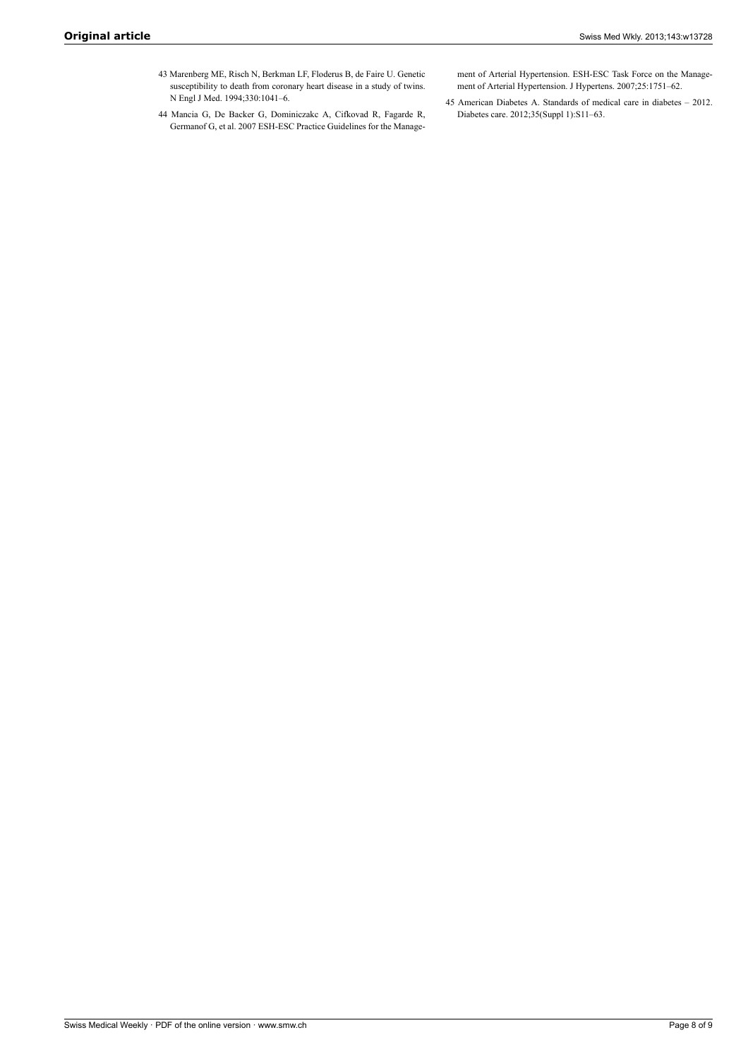43 Marenberg ME, Risch N, Berkman LF, Floderus B, de Faire U. Genetic susceptibility to death from coronary heart disease in a study of twins. N Engl J Med. 1994;330:1041–6.

44 Mancia G, De Backer G, Dominiczakc A, Cifkovad R, Fagarde R, Germanof G, et al. 2007 ESH-ESC Practice Guidelines for the Management of Arterial Hypertension. ESH-ESC Task Force on the Management of Arterial Hypertension. J Hypertens. 2007;25:1751–62.

45 American Diabetes A. Standards of medical care in diabetes – 2012. Diabetes care. 2012;35(Suppl 1):S11–63.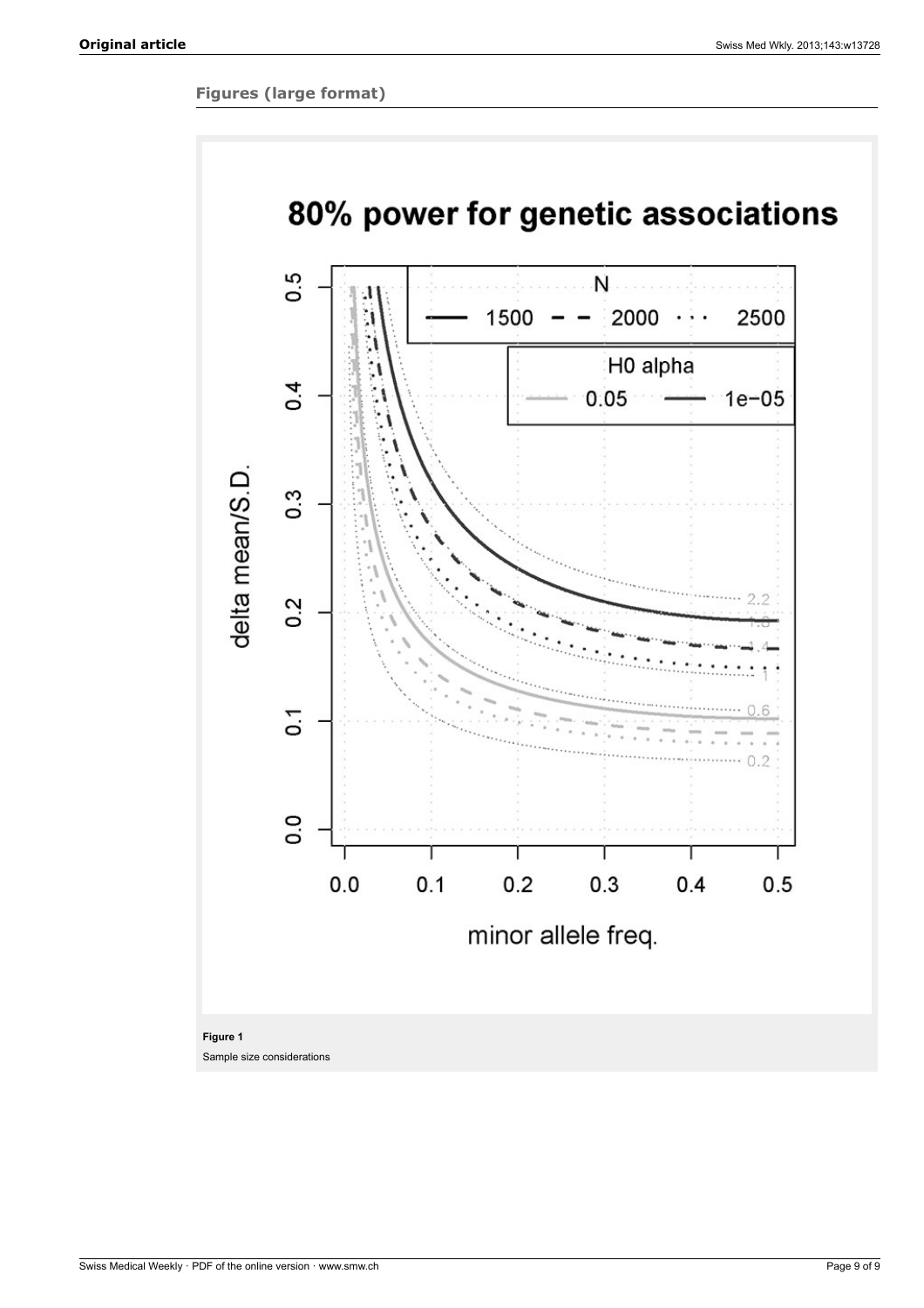## Figures (large format)

80% power for genetic associations

N

1500 2000 2500

H0 alpha

0.05 1e−05

delta mean/S.D.

0.0

0.1

0.2

0.3

0.4

0.5

minor allele freq.

0.0 0.1 0.2 0.3 0.4 0.5

2.2

1.8

1.4

1

0.6

0.2

**Figure 1**

Sample size considerations